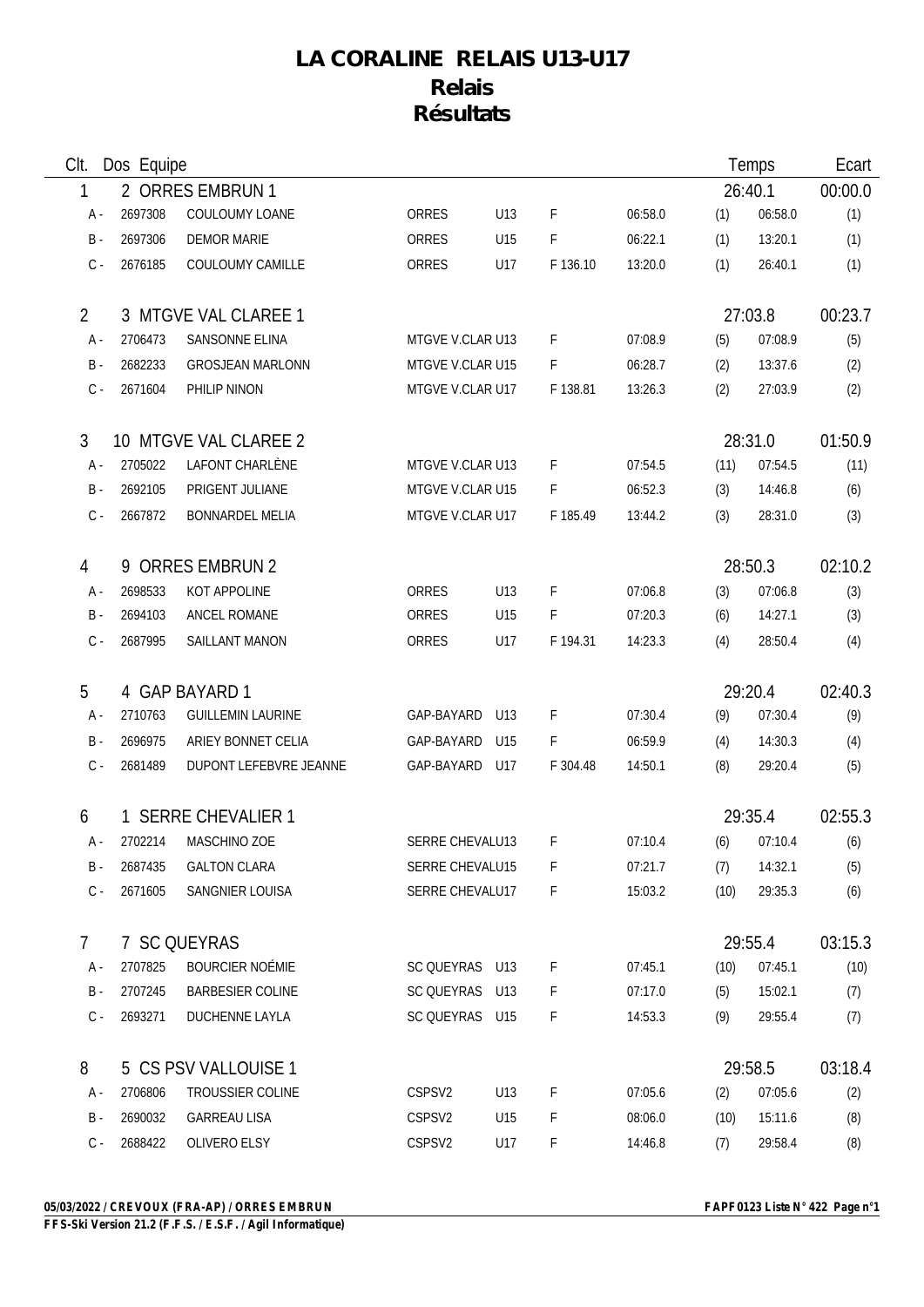# LA CORALINE RELAIS U13-U17

## Relais

## Résultats

| Clt. | Dos | Equipe | Club | Cat. | Sexe / Points | Temps relais | Clt relais | Temps cumulé | Clt cumulé |
|---|---|---|---|---|---|---|---|---|---|
| **1** | **2** | **ORRES EMBRUN 1** | | | | | | **26:40.1** | **00:00.0** |
| A - | 2697308 | COULOUMY LOANE | ORRES | U13 | F | 06:58.0 | (1) | 06:58.0 | (1) |
| B - | 2697306 | DEMOR MARIE | ORRES | U15 | F | 06:22.1 | (1) | 13:20.1 | (1) |
| C - | 2676185 | COULOUMY CAMILLE | ORRES | U17 | F 136.10 | 13:20.0 | (1) | 26:40.1 | (1) |
| **2** | **3** | **MTGVE VAL CLAREE 1** | | | | | | **27:03.8** | **00:23.7** |
| A - | 2706473 | SANSONNE ELINA | MTGVE V.CLAR | U13 | F | 07:08.9 | (5) | 07:08.9 | (5) |
| B - | 2682233 | GROSJEAN MARLONN | MTGVE V.CLAR | U15 | F | 06:28.7 | (2) | 13:37.6 | (2) |
| C - | 2671604 | PHILIP NINON | MTGVE V.CLAR | U17 | F 138.81 | 13:26.3 | (2) | 27:03.9 | (2) |
| **3** | **10** | **MTGVE VAL CLAREE 2** | | | | | | **28:31.0** | **01:50.9** |
| A - | 2705022 | LAFONT CHARLÈNE | MTGVE V.CLAR | U13 | F | 07:54.5 | (11) | 07:54.5 | (11) |
| B - | 2692105 | PRIGENT JULIANE | MTGVE V.CLAR | U15 | F | 06:52.3 | (3) | 14:46.8 | (6) |
| C - | 2667872 | BONNARDEL MELIA | MTGVE V.CLAR | U17 | F 185.49 | 13:44.2 | (3) | 28:31.0 | (3) |
| **4** | **9** | **ORRES EMBRUN 2** | | | | | | **28:50.3** | **02:10.2** |
| A - | 2698533 | KOT APPOLINE | ORRES | U13 | F | 07:06.8 | (3) | 07:06.8 | (3) |
| B - | 2694103 | ANCEL ROMANE | ORRES | U15 | F | 07:20.3 | (6) | 14:27.1 | (3) |
| C - | 2687995 | SAILLANT MANON | ORRES | U17 | F 194.31 | 14:23.3 | (4) | 28:50.4 | (4) |
| **5** | **4** | **GAP BAYARD 1** | | | | | | **29:20.4** | **02:40.3** |
| A - | 2710763 | GUILLEMIN LAURINE | GAP-BAYARD | U13 | F | 07:30.4 | (9) | 07:30.4 | (9) |
| B - | 2696975 | ARIEY BONNET CELIA | GAP-BAYARD | U15 | F | 06:59.9 | (4) | 14:30.3 | (4) |
| C - | 2681489 | DUPONT LEFEBVRE JEANNE | GAP-BAYARD | U17 | F 304.48 | 14:50.1 | (8) | 29:20.4 | (5) |
| **6** | **1** | **SERRE CHEVALIER 1** | | | | | | **29:35.4** | **02:55.3** |
| A - | 2702214 | MASCHINO ZOE | SERRE CHEVALU | U13 | F | 07:10.4 | (6) | 07:10.4 | (6) |
| B - | 2687435 | GALTON CLARA | SERRE CHEVALU | U15 | F | 07:21.7 | (7) | 14:32.1 | (5) |
| C - | 2671605 | SANGNIER LOUISA | SERRE CHEVALU | U17 | F | 15:03.2 | (10) | 29:35.3 | (6) |
| **7** | **7** | **SC QUEYRAS** | | | | | | **29:55.4** | **03:15.3** |
| A - | 2707825 | BOURCIER NOÉMIE | SC QUEYRAS | U13 | F | 07:45.1 | (10) | 07:45.1 | (10) |
| B - | 2707245 | BARBESIER COLINE | SC QUEYRAS | U13 | F | 07:17.0 | (5) | 15:02.1 | (7) |
| C - | 2693271 | DUCHENNE LAYLA | SC QUEYRAS | U15 | F | 14:53.3 | (9) | 29:55.4 | (7) |
| **8** | **5** | **CS PSV VALLOUISE 1** | | | | | | **29:58.5** | **03:18.4** |
| A - | 2706806 | TROUSSIER COLINE | CSPSV2 | U13 | F | 07:05.6 | (2) | 07:05.6 | (2) |
| B - | 2690032 | GARREAU LISA | CSPSV2 | U15 | F | 08:06.0 | (10) | 15:11.6 | (8) |
| C - | 2688422 | OLIVERO ELSY | CSPSV2 | U17 | F | 14:46.8 | (7) | 29:58.4 | (8) |

05/03/2022 / CREVOUX (FRA-AP) / ORRES EMBRUN — FAPF0123 Liste N° 422

FFS-Ski Version 21.2 (F.F.S. / E.S.F. / Agil Informatique)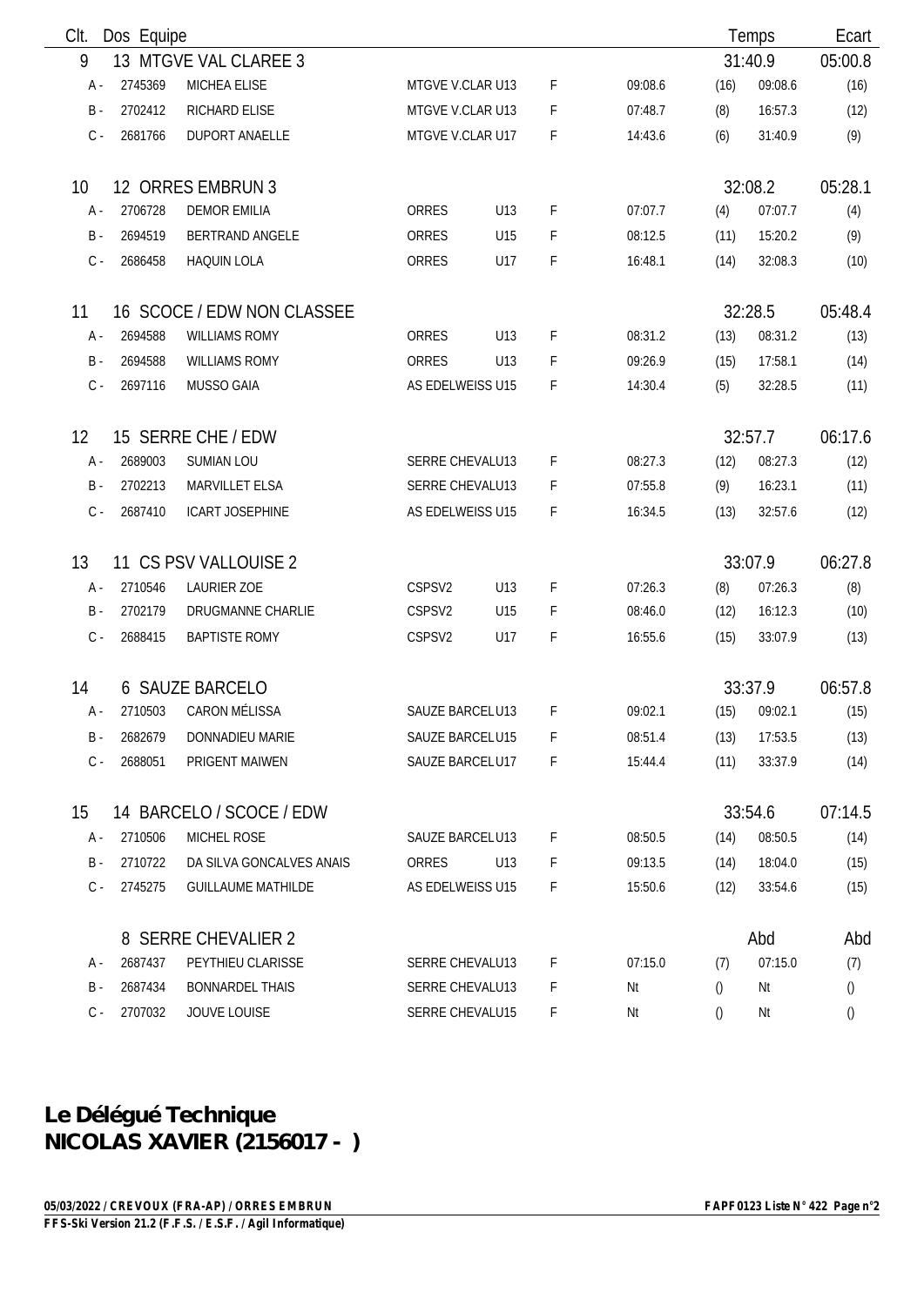| Clt. | Dos | Equipe | | | | | | | Temps | Ecart |
|---|---|---|---|---|---|---|---|---|---|---|
| 9 | 13 | MTGVE VAL CLAREE 3 | | | | | | | 31:40.9 | 05:00.8 |
| A - | 2745369 | MICHEA ELISE | MTGVE V.CLAR U13 | | F | 09:08.6 | (16) | 09:08.6 | | (16) |
| B - | 2702412 | RICHARD ELISE | MTGVE V.CLAR U13 | | F | 07:48.7 | (8) | 16:57.3 | | (12) |
| C - | 2681766 | DUPORT ANAELLE | MTGVE V.CLAR U17 | | F | 14:43.6 | (6) | 31:40.9 | | (9) |
| 10 | 12 | ORRES EMBRUN 3 | | | | | | | 32:08.2 | 05:28.1 |
| A - | 2706728 | DEMOR EMILIA | ORRES | U13 | F | 07:07.7 | (4) | 07:07.7 | | (4) |
| B - | 2694519 | BERTRAND ANGELE | ORRES | U15 | F | 08:12.5 | (11) | 15:20.2 | | (9) |
| C - | 2686458 | HAQUIN LOLA | ORRES | U17 | F | 16:48.1 | (14) | 32:08.3 | | (10) |
| 11 | 16 | SCOCE / EDW NON CLASSEE | | | | | | | 32:28.5 | 05:48.4 |
| A - | 2694588 | WILLIAMS ROMY | ORRES | U13 | F | 08:31.2 | (13) | 08:31.2 | | (13) |
| B - | 2694588 | WILLIAMS ROMY | ORRES | U13 | F | 09:26.9 | (15) | 17:58.1 | | (14) |
| C - | 2697116 | MUSSO GAIA | AS EDELWEISS U15 | | F | 14:30.4 | (5) | 32:28.5 | | (11) |
| 12 | 15 | SERRE CHE / EDW | | | | | | | 32:57.7 | 06:17.6 |
| A - | 2689003 | SUMIAN LOU | SERRE CHEVALU13 | | F | 08:27.3 | (12) | 08:27.3 | | (12) |
| B - | 2702213 | MARVILLET ELSA | SERRE CHEVALU13 | | F | 07:55.8 | (9) | 16:23.1 | | (11) |
| C - | 2687410 | ICART JOSEPHINE | AS EDELWEISS U15 | | F | 16:34.5 | (13) | 32:57.6 | | (12) |
| 13 | 11 | CS PSV VALLOUISE 2 | | | | | | | 33:07.9 | 06:27.8 |
| A - | 2710546 | LAURIER ZOE | CSPSV2 | U13 | F | 07:26.3 | (8) | 07:26.3 | | (8) |
| B - | 2702179 | DRUGMANNE CHARLIE | CSPSV2 | U15 | F | 08:46.0 | (12) | 16:12.3 | | (10) |
| C - | 2688415 | BAPTISTE ROMY | CSPSV2 | U17 | F | 16:55.6 | (15) | 33:07.9 | | (13) |
| 14 | 6 | SAUZE BARCELO | | | | | | | 33:37.9 | 06:57.8 |
| A - | 2710503 | CARON MÉLISSA | SAUZE BARCELU13 | | F | 09:02.1 | (15) | 09:02.1 | | (15) |
| B - | 2682679 | DONNADIEU MARIE | SAUZE BARCELU15 | | F | 08:51.4 | (13) | 17:53.5 | | (13) |
| C - | 2688051 | PRIGENT MAIWEN | SAUZE BARCELU17 | | F | 15:44.4 | (11) | 33:37.9 | | (14) |
| 15 | 14 | BARCELO / SCOCE / EDW | | | | | | | 33:54.6 | 07:14.5 |
| A - | 2710506 | MICHEL ROSE | SAUZE BARCELU13 | | F | 08:50.5 | (14) | 08:50.5 | | (14) |
| B - | 2710722 | DA SILVA GONCALVES ANAIS | ORRES | U13 | F | 09:13.5 | (14) | 18:04.0 | | (15) |
| C - | 2745275 | GUILLAUME MATHILDE | AS EDELWEISS U15 | | F | 15:50.6 | (12) | 33:54.6 | | (15) |
| | 8 | SERRE CHEVALIER 2 | | | | | | | Abd | Abd |
| A - | 2687437 | PEYTHIEU CLARISSE | SERRE CHEVALU13 | | F | 07:15.0 | (7) | 07:15.0 | | (7) |
| B - | 2687434 | BONNARDEL THAIS | SERRE CHEVALU13 | | F | Nt | () | Nt | | () |
| C - | 2707032 | JOUVE LOUISE | SERRE CHEVALU15 | | F | Nt | () | Nt | | () |

**Le Délégué Technique**
**NICOLAS XAVIER (2156017 - )**

05/03/2022 / CREVOUX (FRA-AP) / ORRES EMBRUN — FAPF0123 Liste N° 422
FFS-Ski Version 21.2 (F.F.S. / E.S.F. / Agil Informatique)